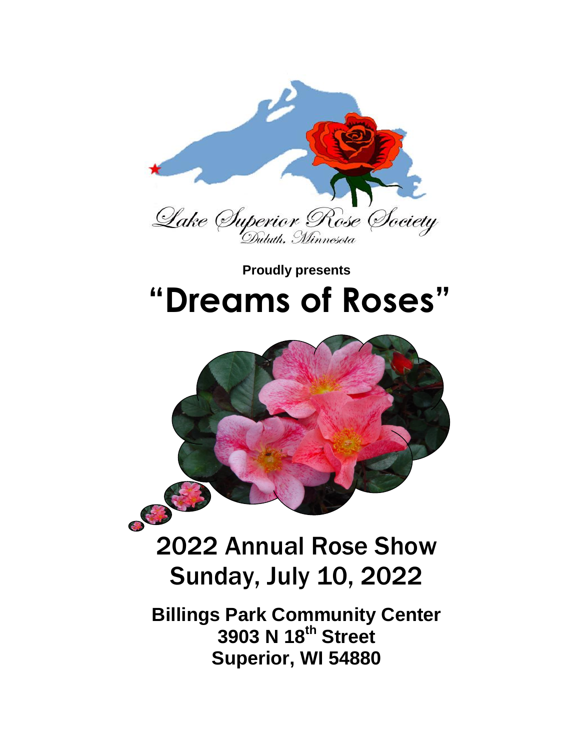Lake Superior Rose Society

Duluth, Minnesota

**Proudly presents**

# "Dreams of Roses"

## 2022 Annual Rose Show
## Sunday, July 10, 2022

**Billings Park Community Center**
**3903 N 18th Street**
**Superior, WI 54880**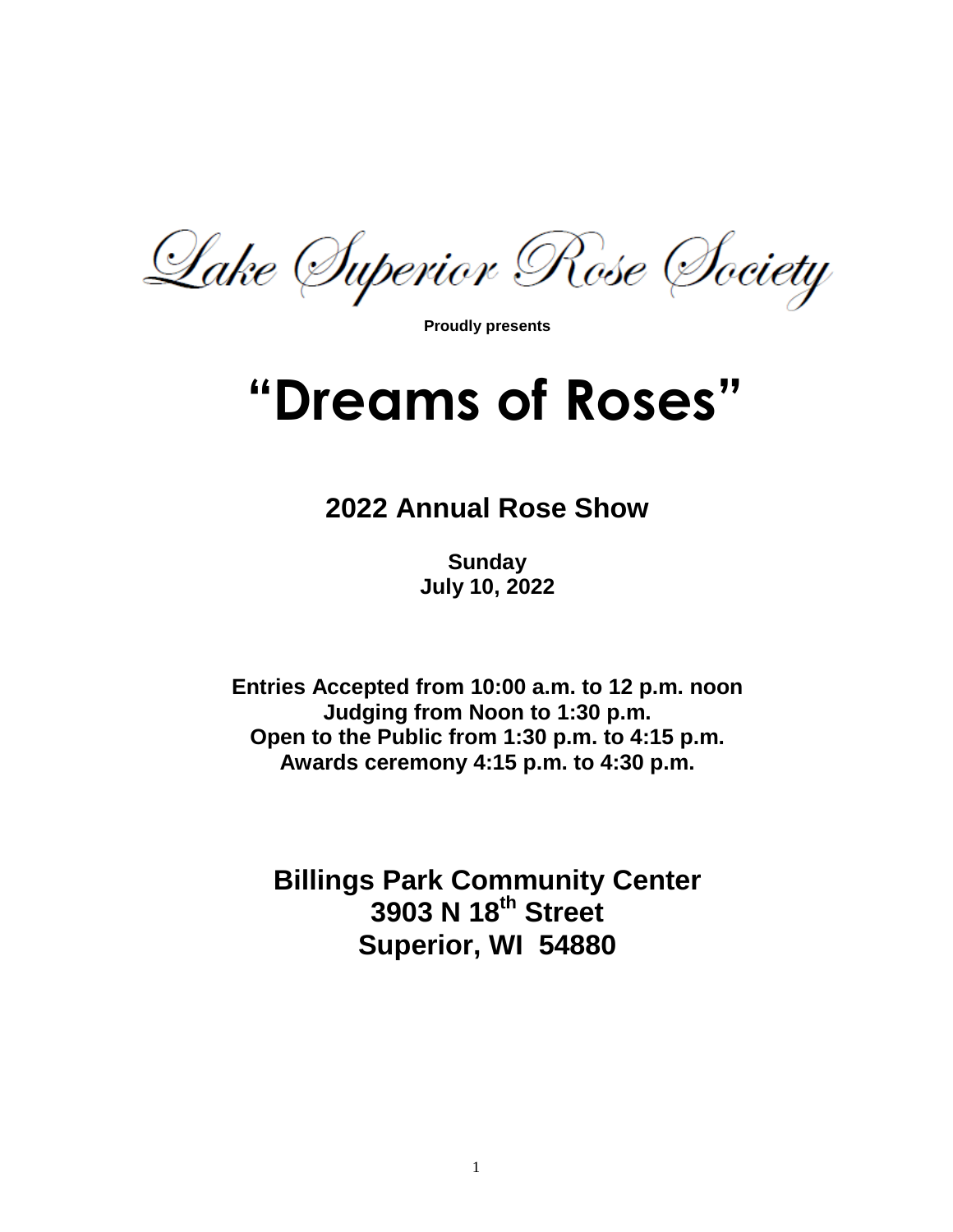Lake Superior Rose Society

**Proudly presents**

# "Dreams of Roses"

## 2022 Annual Rose Show

**Sunday**
**July 10, 2022**

**Entries Accepted from 10:00 a.m. to 12 p.m. noon**
**Judging from Noon to 1:30 p.m.**
**Open to the Public from 1:30 p.m. to 4:15 p.m.**
**Awards ceremony 4:15 p.m. to 4:30 p.m.**

## Billings Park Community Center
## 3903 N 18th Street
## Superior, WI 54880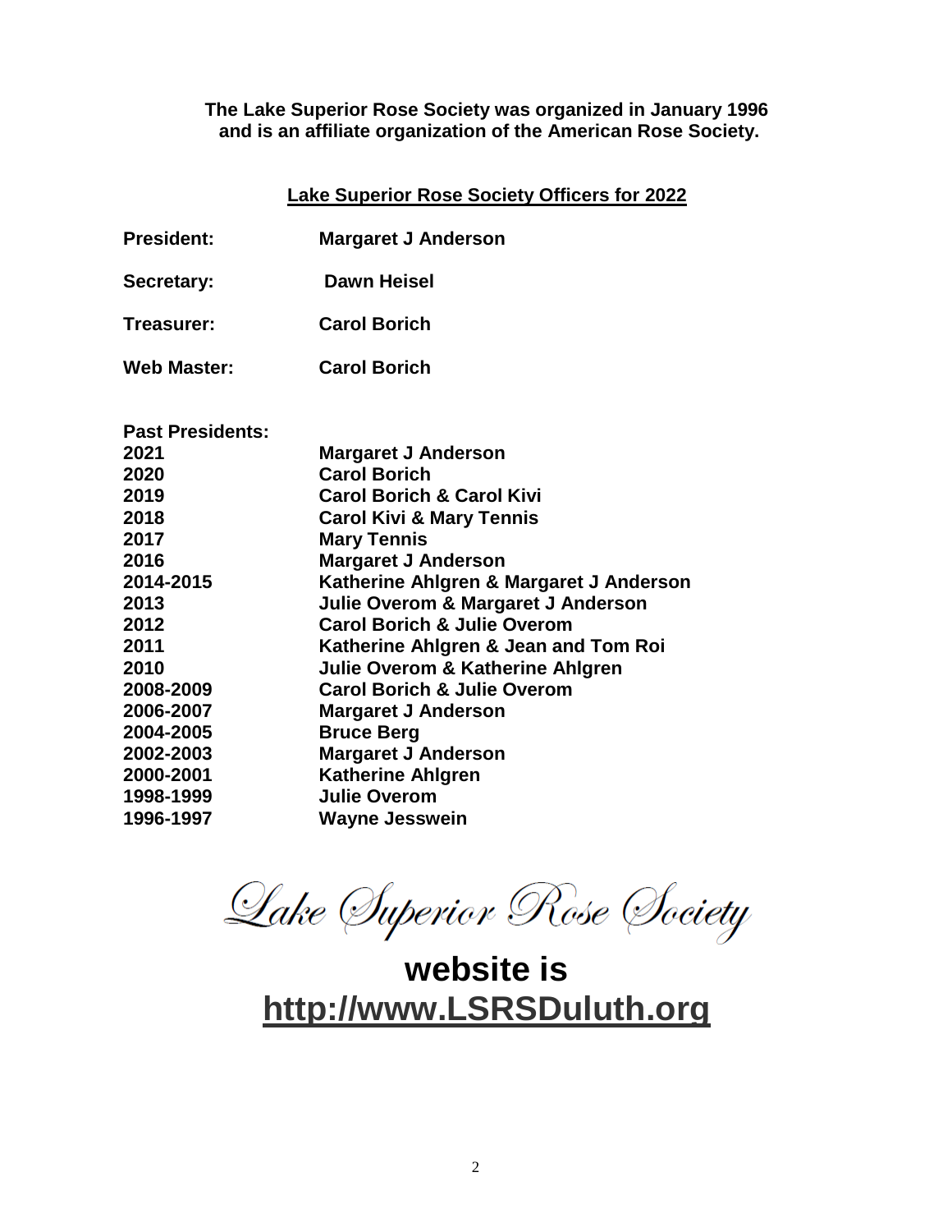**The Lake Superior Rose Society was organized in January 1996 and is an affiliate organization of the American Rose Society.**

## Lake Superior Rose Society Officers for 2022

| | |
|---|---|
| **President:** | **Margaret J Anderson** |
| **Secretary:** | **Dawn Heisel** |
| **Treasurer:** | **Carol Borich** |
| **Web Master:** | **Carol Borich** |

**Past Presidents:**

| | |
|---|---|
| **2021** | **Margaret J Anderson** |
| **2020** | **Carol Borich** |
| **2019** | **Carol Borich & Carol Kivi** |
| **2018** | **Carol Kivi & Mary Tennis** |
| **2017** | **Mary Tennis** |
| **2016** | **Margaret J Anderson** |
| **2014-2015** | **Katherine Ahlgren & Margaret J Anderson** |
| **2013** | **Julie Overom & Margaret J Anderson** |
| **2012** | **Carol Borich & Julie Overom** |
| **2011** | **Katherine Ahlgren & Jean and Tom Roi** |
| **2010** | **Julie Overom & Katherine Ahlgren** |
| **2008-2009** | **Carol Borich & Julie Overom** |
| **2006-2007** | **Margaret J Anderson** |
| **2004-2005** | **Bruce Berg** |
| **2002-2003** | **Margaret J Anderson** |
| **2000-2001** | **Katherine Ahlgren** |
| **1998-1999** | **Julie Overom** |
| **1996-1997** | **Wayne Jesswein** |

*Lake Superior Rose Society*

# website is [http://www.LSRSDuluth.org](http://www.LSRSDuluth.org)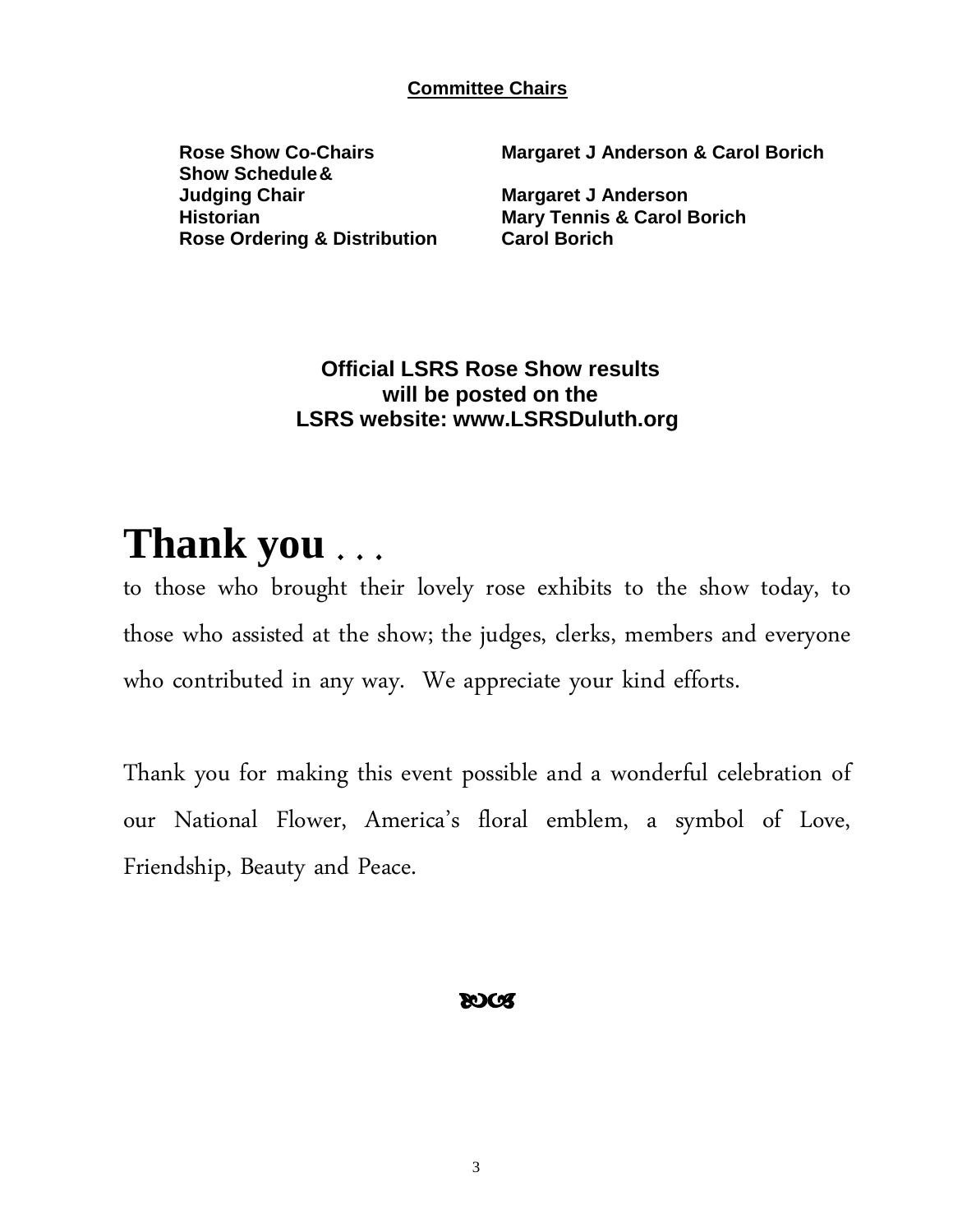## Committee Chairs

| | |
|---|---|
| **Rose Show Co-Chairs** | **Margaret J Anderson & Carol Borich** |
| **Show Schedule & Judging Chair** | **Margaret J Anderson** |
| **Historian** | **Mary Tennis & Carol Borich** |
| **Rose Ordering & Distribution** | **Carol Borich** |

**Official LSRS Rose Show results will be posted on the LSRS website: www.LSRSDuluth.org**

# Thank you . . .

to those who brought their lovely rose exhibits to the show today, to those who assisted at the show; the judges, clerks, members and everyone who contributed in any way. We appreciate your kind efforts.

Thank you for making this event possible and a wonderful celebration of our National Flower, America's floral emblem, a symbol of Love, Friendship, Beauty and Peace.

ꕤ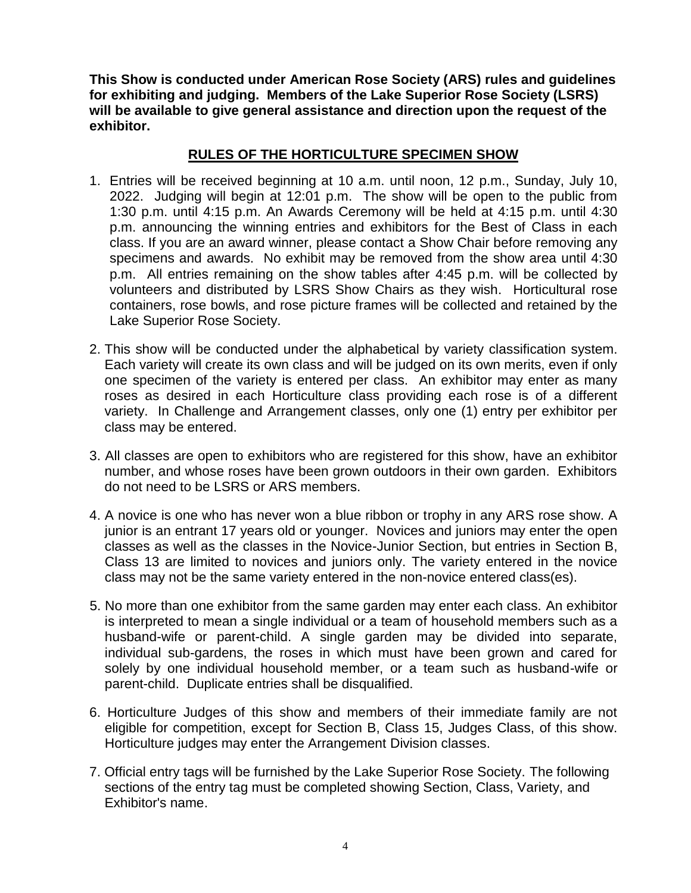**This Show is conducted under American Rose Society (ARS) rules and guidelines for exhibiting and judging. Members of the Lake Superior Rose Society (LSRS) will be available to give general assistance and direction upon the request of the exhibitor.**

## RULES OF THE HORTICULTURE SPECIMEN SHOW

1. Entries will be received beginning at 10 a.m. until noon, 12 p.m., Sunday, July 10, 2022. Judging will begin at 12:01 p.m. The show will be open to the public from 1:30 p.m. until 4:15 p.m. An Awards Ceremony will be held at 4:15 p.m. until 4:30 p.m. announcing the winning entries and exhibitors for the Best of Class in each class. If you are an award winner, please contact a Show Chair before removing any specimens and awards. No exhibit may be removed from the show area until 4:30 p.m. All entries remaining on the show tables after 4:45 p.m. will be collected by volunteers and distributed by LSRS Show Chairs as they wish. Horticultural rose containers, rose bowls, and rose picture frames will be collected and retained by the Lake Superior Rose Society.

2. This show will be conducted under the alphabetical by variety classification system. Each variety will create its own class and will be judged on its own merits, even if only one specimen of the variety is entered per class. An exhibitor may enter as many roses as desired in each Horticulture class providing each rose is of a different variety. In Challenge and Arrangement classes, only one (1) entry per exhibitor per class may be entered.

3. All classes are open to exhibitors who are registered for this show, have an exhibitor number, and whose roses have been grown outdoors in their own garden. Exhibitors do not need to be LSRS or ARS members.

4. A novice is one who has never won a blue ribbon or trophy in any ARS rose show. A junior is an entrant 17 years old or younger. Novices and juniors may enter the open classes as well as the classes in the Novice-Junior Section, but entries in Section B, Class 13 are limited to novices and juniors only. The variety entered in the novice class may not be the same variety entered in the non-novice entered class(es).

5. No more than one exhibitor from the same garden may enter each class. An exhibitor is interpreted to mean a single individual or a team of household members such as a husband-wife or parent-child. A single garden may be divided into separate, individual sub-gardens, the roses in which must have been grown and cared for solely by one individual household member, or a team such as husband-wife or parent-child. Duplicate entries shall be disqualified.

6. Horticulture Judges of this show and members of their immediate family are not eligible for competition, except for Section B, Class 15, Judges Class, of this show. Horticulture judges may enter the Arrangement Division classes.

7. Official entry tags will be furnished by the Lake Superior Rose Society. The following sections of the entry tag must be completed showing Section, Class, Variety, and Exhibitor's name.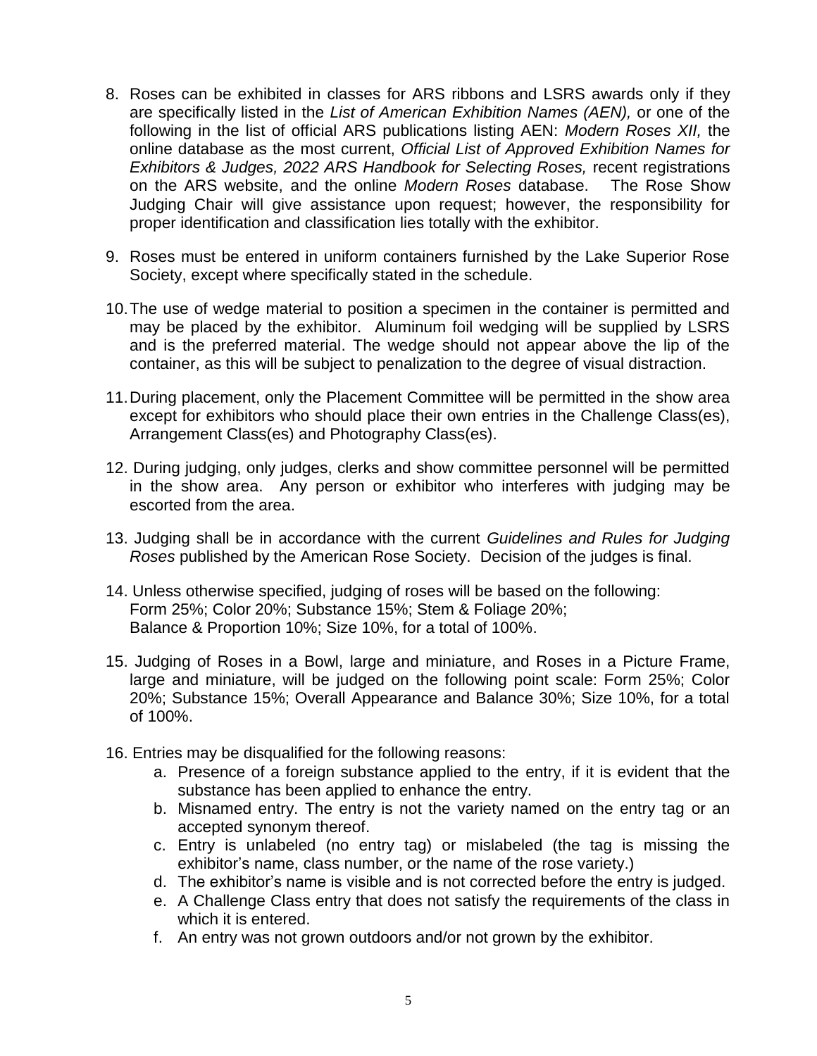8. Roses can be exhibited in classes for ARS ribbons and LSRS awards only if they are specifically listed in the *List of American Exhibition Names (AEN),* or one of the following in the list of official ARS publications listing AEN: *Modern Roses XII,* the online database as the most current, *Official List of Approved Exhibition Names for Exhibitors & Judges, 2022 ARS Handbook for Selecting Roses,* recent registrations on the ARS website, and the online *Modern Roses* database. The Rose Show Judging Chair will give assistance upon request; however, the responsibility for proper identification and classification lies totally with the exhibitor.

9. Roses must be entered in uniform containers furnished by the Lake Superior Rose Society, except where specifically stated in the schedule.

10. The use of wedge material to position a specimen in the container is permitted and may be placed by the exhibitor. Aluminum foil wedging will be supplied by LSRS and is the preferred material. The wedge should not appear above the lip of the container, as this will be subject to penalization to the degree of visual distraction.

11. During placement, only the Placement Committee will be permitted in the show area except for exhibitors who should place their own entries in the Challenge Class(es), Arrangement Class(es) and Photography Class(es).

12. During judging, only judges, clerks and show committee personnel will be permitted in the show area. Any person or exhibitor who interferes with judging may be escorted from the area.

13. Judging shall be in accordance with the current *Guidelines and Rules for Judging Roses* published by the American Rose Society. Decision of the judges is final.

14. Unless otherwise specified, judging of roses will be based on the following:
    Form 25%; Color 20%; Substance 15%; Stem & Foliage 20%;
    Balance & Proportion 10%; Size 10%, for a total of 100%.

15. Judging of Roses in a Bowl, large and miniature, and Roses in a Picture Frame, large and miniature, will be judged on the following point scale: Form 25%; Color 20%; Substance 15%; Overall Appearance and Balance 30%; Size 10%, for a total of 100%.

16. Entries may be disqualified for the following reasons:
    a. Presence of a foreign substance applied to the entry, if it is evident that the substance has been applied to enhance the entry.
    b. Misnamed entry. The entry is not the variety named on the entry tag or an accepted synonym thereof.
    c. Entry is unlabeled (no entry tag) or mislabeled (the tag is missing the exhibitor's name, class number, or the name of the rose variety.)
    d. The exhibitor's name is visible and is not corrected before the entry is judged.
    e. A Challenge Class entry that does not satisfy the requirements of the class in which it is entered.
    f. An entry was not grown outdoors and/or not grown by the exhibitor.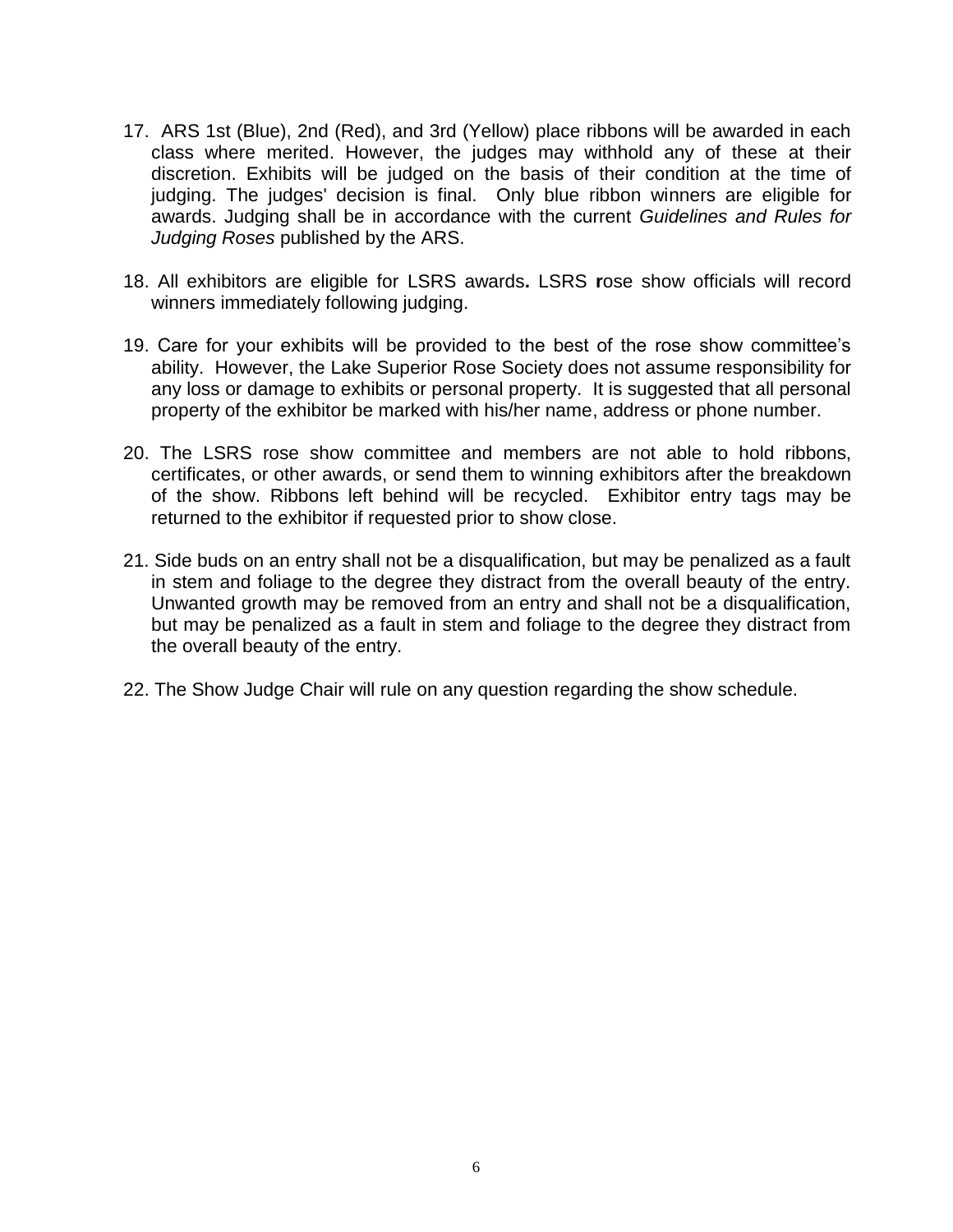17. ARS 1st (Blue), 2nd (Red), and 3rd (Yellow) place ribbons will be awarded in each class where merited. However, the judges may withhold any of these at their discretion. Exhibits will be judged on the basis of their condition at the time of judging. The judges' decision is final. Only blue ribbon winners are eligible for awards. Judging shall be in accordance with the current *Guidelines and Rules for Judging Roses* published by the ARS.

18. All exhibitors are eligible for LSRS awards**.** LSRS **r**ose show officials will record winners immediately following judging.

19. Care for your exhibits will be provided to the best of the rose show committee's ability. However, the Lake Superior Rose Society does not assume responsibility for any loss or damage to exhibits or personal property. It is suggested that all personal property of the exhibitor be marked with his/her name, address or phone number.

20. The LSRS rose show committee and members are not able to hold ribbons, certificates, or other awards, or send them to winning exhibitors after the breakdown of the show. Ribbons left behind will be recycled. Exhibitor entry tags may be returned to the exhibitor if requested prior to show close.

21. Side buds on an entry shall not be a disqualification, but may be penalized as a fault in stem and foliage to the degree they distract from the overall beauty of the entry. Unwanted growth may be removed from an entry and shall not be a disqualification, but may be penalized as a fault in stem and foliage to the degree they distract from the overall beauty of the entry.

22. The Show Judge Chair will rule on any question regarding the show schedule.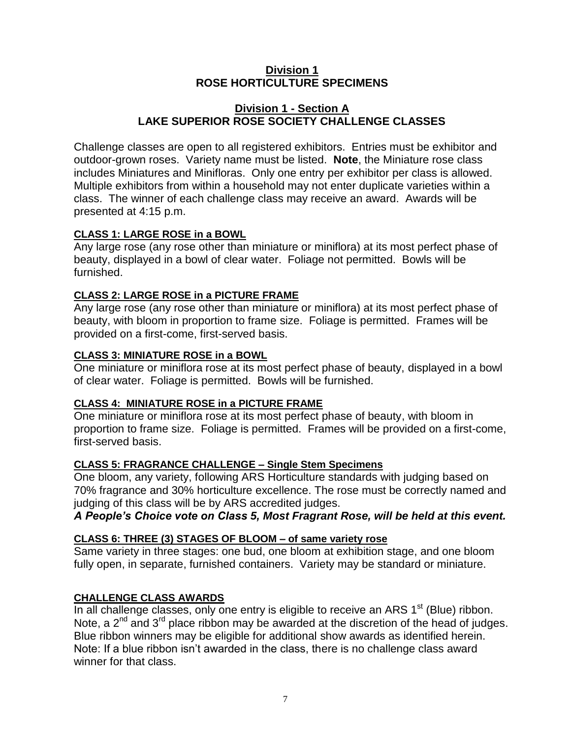# Division 1
# ROSE HORTICULTURE SPECIMENS

## Division 1 - Section A
## LAKE SUPERIOR ROSE SOCIETY CHALLENGE CLASSES

Challenge classes are open to all registered exhibitors. Entries must be exhibitor and outdoor-grown roses. Variety name must be listed. **Note**, the Miniature rose class includes Miniatures and Minifloras. Only one entry per exhibitor per class is allowed. Multiple exhibitors from within a household may not enter duplicate varieties within a class. The winner of each challenge class may receive an award. Awards will be presented at 4:15 p.m.

### CLASS 1: LARGE ROSE in a BOWL

Any large rose (any rose other than miniature or miniflora) at its most perfect phase of beauty, displayed in a bowl of clear water. Foliage not permitted. Bowls will be furnished.

### CLASS 2: LARGE ROSE in a PICTURE FRAME

Any large rose (any rose other than miniature or miniflora) at its most perfect phase of beauty, with bloom in proportion to frame size. Foliage is permitted. Frames will be provided on a first-come, first-served basis.

### CLASS 3: MINIATURE ROSE in a BOWL

One miniature or miniflora rose at its most perfect phase of beauty, displayed in a bowl of clear water. Foliage is permitted. Bowls will be furnished.

### CLASS 4: MINIATURE ROSE in a PICTURE FRAME

One miniature or miniflora rose at its most perfect phase of beauty, with bloom in proportion to frame size. Foliage is permitted. Frames will be provided on a first-come, first-served basis.

### CLASS 5: FRAGRANCE CHALLENGE – Single Stem Specimens

One bloom, any variety, following ARS Horticulture standards with judging based on 70% fragrance and 30% horticulture excellence. The rose must be correctly named and judging of this class will be by ARS accredited judges.

***A People's Choice vote on Class 5, Most Fragrant Rose, will be held at this event.***

### CLASS 6: THREE (3) STAGES OF BLOOM – of same variety rose

Same variety in three stages: one bud, one bloom at exhibition stage, and one bloom fully open, in separate, furnished containers. Variety may be standard or miniature.

### CHALLENGE CLASS AWARDS

In all challenge classes, only one entry is eligible to receive an ARS 1st (Blue) ribbon. Note, a 2nd and 3rd place ribbon may be awarded at the discretion of the head of judges. Blue ribbon winners may be eligible for additional show awards as identified herein. Note: If a blue ribbon isn't awarded in the class, there is no challenge class award winner for that class.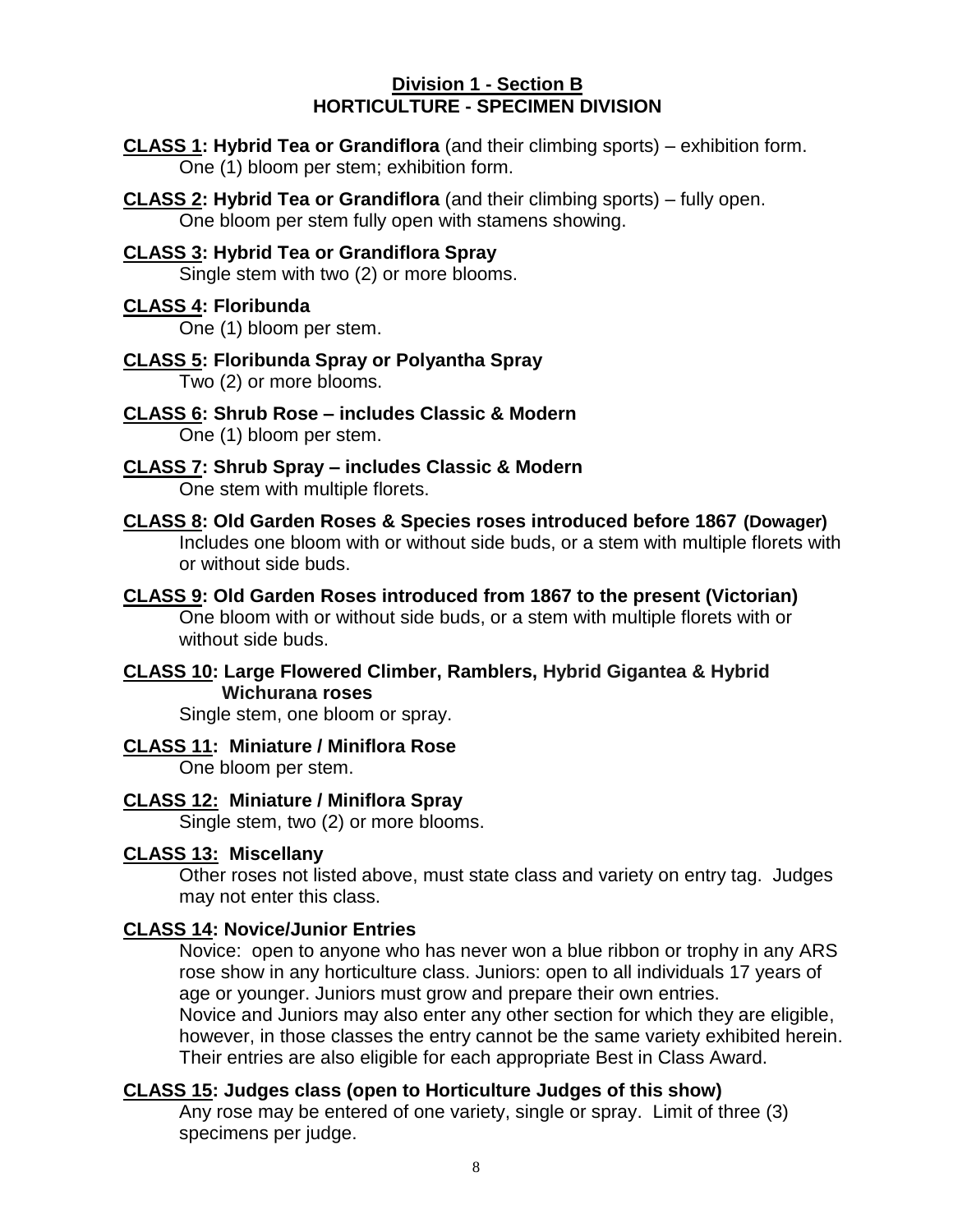## Division 1 - Section B
## HORTICULTURE - SPECIMEN DIVISION

**CLASS 1: Hybrid Tea or Grandiflora** (and their climbing sports) – exhibition form.
One (1) bloom per stem; exhibition form.

**CLASS 2: Hybrid Tea or Grandiflora** (and their climbing sports) – fully open.
One bloom per stem fully open with stamens showing.

**CLASS 3: Hybrid Tea or Grandiflora Spray**
Single stem with two (2) or more blooms.

**CLASS 4: Floribunda**
One (1) bloom per stem.

**CLASS 5: Floribunda Spray or Polyantha Spray**
Two (2) or more blooms.

**CLASS 6: Shrub Rose – includes Classic & Modern**
One (1) bloom per stem.

**CLASS 7: Shrub Spray – includes Classic & Modern**
One stem with multiple florets.

**CLASS 8: Old Garden Roses & Species roses introduced before 1867 (Dowager)**
Includes one bloom with or without side buds, or a stem with multiple florets with or without side buds.

**CLASS 9: Old Garden Roses introduced from 1867 to the present (Victorian)**
One bloom with or without side buds, or a stem with multiple florets with or without side buds.

**CLASS 10: Large Flowered Climber, Ramblers, Hybrid Gigantea & Hybrid Wichurana roses**
Single stem, one bloom or spray.

**CLASS 11: Miniature / Miniflora Rose**
One bloom per stem.

**CLASS 12: Miniature / Miniflora Spray**
Single stem, two (2) or more blooms.

**CLASS 13: Miscellany**
Other roses not listed above, must state class and variety on entry tag. Judges may not enter this class.

**CLASS 14: Novice/Junior Entries**
Novice: open to anyone who has never won a blue ribbon or trophy in any ARS rose show in any horticulture class. Juniors: open to all individuals 17 years of age or younger. Juniors must grow and prepare their own entries.
Novice and Juniors may also enter any other section for which they are eligible, however, in those classes the entry cannot be the same variety exhibited herein. Their entries are also eligible for each appropriate Best in Class Award.

**CLASS 15: Judges class (open to Horticulture Judges of this show)**
Any rose may be entered of one variety, single or spray. Limit of three (3) specimens per judge.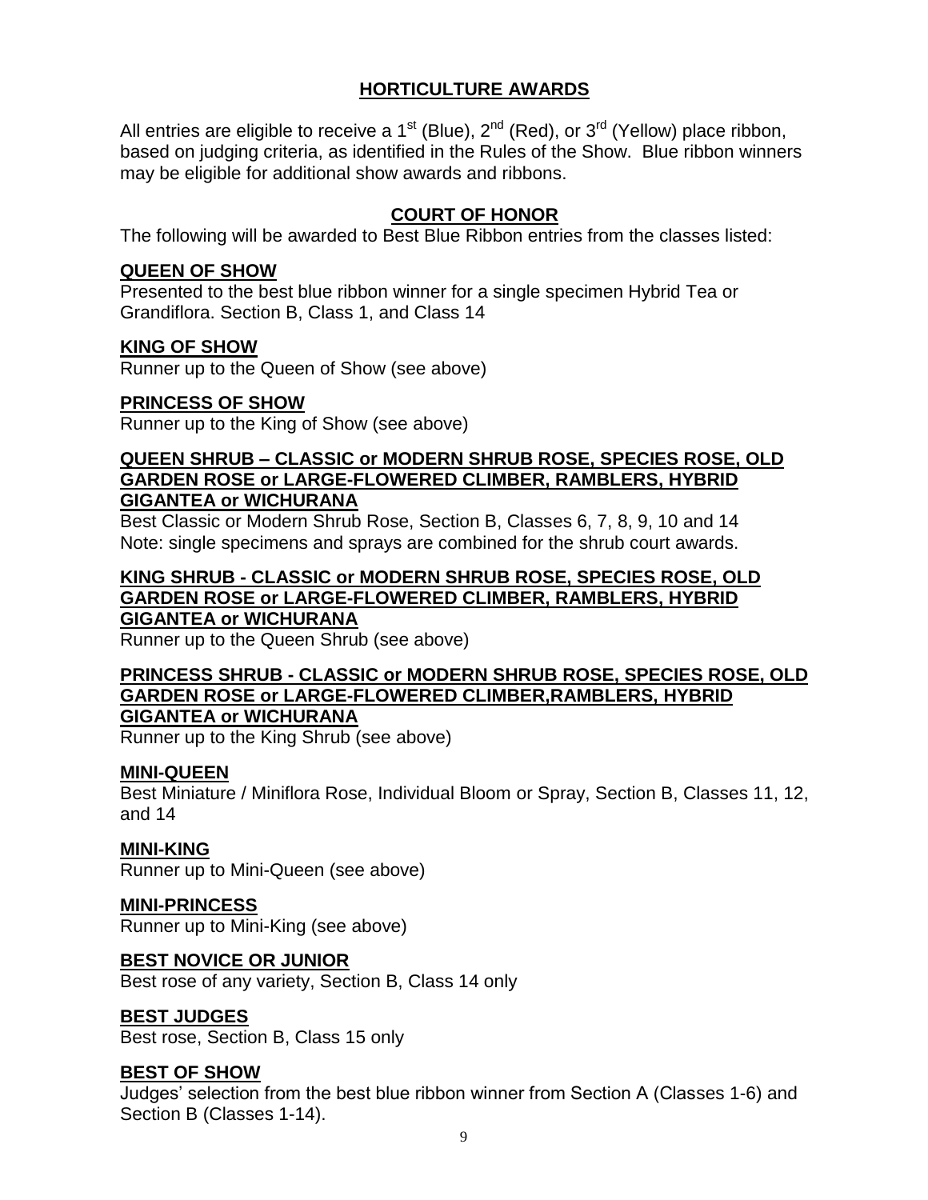## HORTICULTURE AWARDS

All entries are eligible to receive a 1st (Blue), 2nd (Red), or 3rd (Yellow) place ribbon, based on judging criteria, as identified in the Rules of the Show. Blue ribbon winners may be eligible for additional show awards and ribbons.

## COURT OF HONOR

The following will be awarded to Best Blue Ribbon entries from the classes listed:

### QUEEN OF SHOW

Presented to the best blue ribbon winner for a single specimen Hybrid Tea or Grandiflora. Section B, Class 1, and Class 14

### KING OF SHOW

Runner up to the Queen of Show (see above)

### PRINCESS OF SHOW

Runner up to the King of Show (see above)

### QUEEN SHRUB – CLASSIC or MODERN SHRUB ROSE, SPECIES ROSE, OLD GARDEN ROSE or LARGE-FLOWERED CLIMBER, RAMBLERS, HYBRID GIGANTEA or WICHURANA

Best Classic or Modern Shrub Rose, Section B, Classes 6, 7, 8, 9, 10 and 14
Note: single specimens and sprays are combined for the shrub court awards.

### KING SHRUB - CLASSIC or MODERN SHRUB ROSE, SPECIES ROSE, OLD GARDEN ROSE or LARGE-FLOWERED CLIMBER, RAMBLERS, HYBRID GIGANTEA or WICHURANA

Runner up to the Queen Shrub (see above)

### PRINCESS SHRUB - CLASSIC or MODERN SHRUB ROSE, SPECIES ROSE, OLD GARDEN ROSE or LARGE-FLOWERED CLIMBER,RAMBLERS, HYBRID GIGANTEA or WICHURANA

Runner up to the King Shrub (see above)

### MINI-QUEEN

Best Miniature / Miniflora Rose, Individual Bloom or Spray, Section B, Classes 11, 12, and 14

### MINI-KING

Runner up to Mini-Queen (see above)

### MINI-PRINCESS

Runner up to Mini-King (see above)

### BEST NOVICE OR JUNIOR

Best rose of any variety, Section B, Class 14 only

### BEST JUDGES

Best rose, Section B, Class 15 only

### BEST OF SHOW

Judges' selection from the best blue ribbon winner from Section A (Classes 1-6) and Section B (Classes 1-14).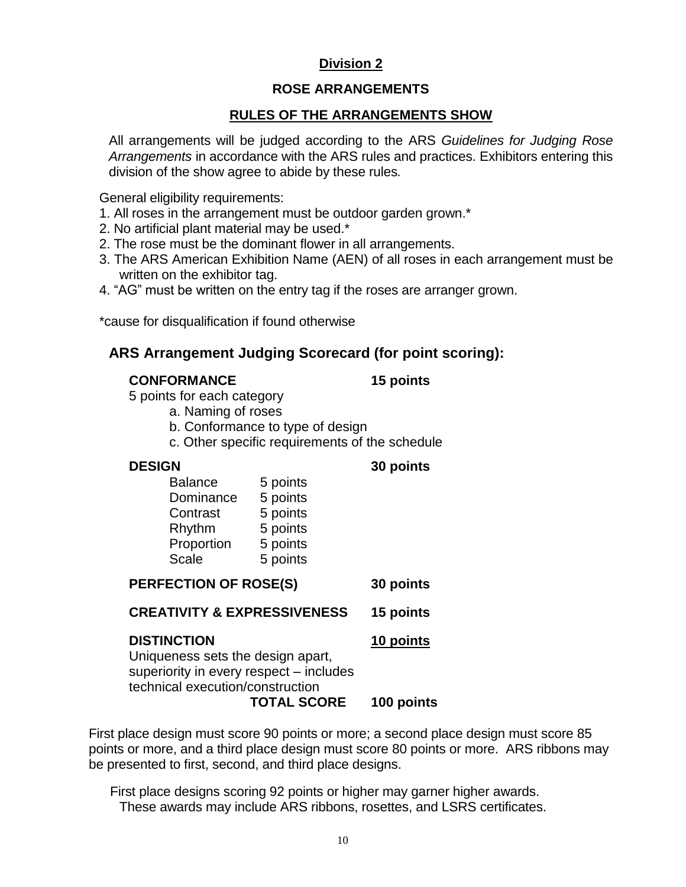## Division 2

### ROSE ARRANGEMENTS

### RULES OF THE ARRANGEMENTS SHOW

All arrangements will be judged according to the ARS *Guidelines for Judging Rose Arrangements* in accordance with the ARS rules and practices. Exhibitors entering this division of the show agree to abide by these rules.

General eligibility requirements:

1. All roses in the arrangement must be outdoor garden grown.*
2. No artificial plant material may be used.*
2. The rose must be the dominant flower in all arrangements.
3. The ARS American Exhibition Name (AEN) of all roses in each arrangement must be written on the exhibitor tag.
4. "AG" must be written on the entry tag if the roses are arranger grown.

*cause for disqualification if found otherwise

### ARS Arrangement Judging Scorecard (for point scoring):

**CONFORMANCE** — **15 points**

5 points for each category

- a. Naming of roses
- b. Conformance to type of design
- c. Other specific requirements of the schedule

**DESIGN** — **30 points**

| | |
|---|---|
| Balance | 5 points |
| Dominance | 5 points |
| Contrast | 5 points |
| Rhythm | 5 points |
| Proportion | 5 points |
| Scale | 5 points |

**PERFECTION OF ROSE(S)** — **30 points**

**CREATIVITY & EXPRESSIVENESS** — **15 points**

**DISTINCTION** — **10 points**

Uniqueness sets the design apart, superiority in every respect – includes technical execution/construction

**TOTAL SCORE** — **100 points**

First place design must score 90 points or more; a second place design must score 85 points or more, and a third place design must score 80 points or more. ARS ribbons may be presented to first, second, and third place designs.

First place designs scoring 92 points or higher may garner higher awards. These awards may include ARS ribbons, rosettes, and LSRS certificates.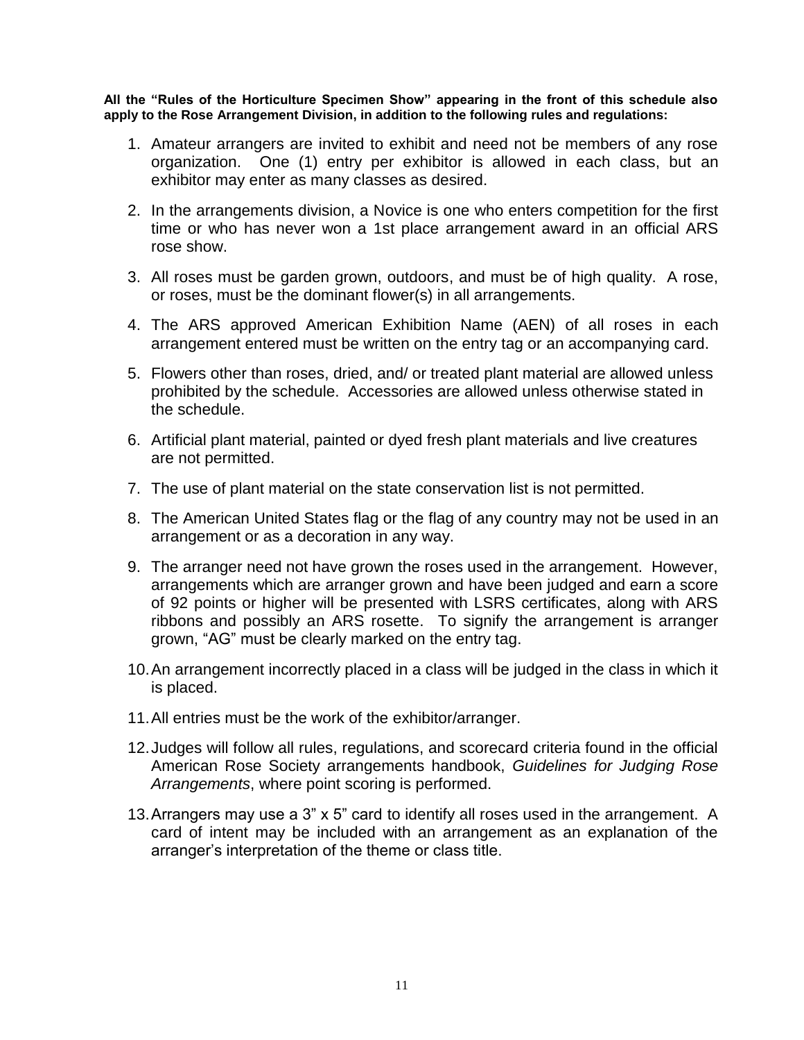**All the "Rules of the Horticulture Specimen Show" appearing in the front of this schedule also apply to the Rose Arrangement Division, in addition to the following rules and regulations:**

1. Amateur arrangers are invited to exhibit and need not be members of any rose organization. One (1) entry per exhibitor is allowed in each class, but an exhibitor may enter as many classes as desired.
2. In the arrangements division, a Novice is one who enters competition for the first time or who has never won a 1st place arrangement award in an official ARS rose show.
3. All roses must be garden grown, outdoors, and must be of high quality. A rose, or roses, must be the dominant flower(s) in all arrangements.
4. The ARS approved American Exhibition Name (AEN) of all roses in each arrangement entered must be written on the entry tag or an accompanying card.
5. Flowers other than roses, dried, and/ or treated plant material are allowed unless prohibited by the schedule. Accessories are allowed unless otherwise stated in the schedule.
6. Artificial plant material, painted or dyed fresh plant materials and live creatures are not permitted.
7. The use of plant material on the state conservation list is not permitted.
8. The American United States flag or the flag of any country may not be used in an arrangement or as a decoration in any way.
9. The arranger need not have grown the roses used in the arrangement. However, arrangements which are arranger grown and have been judged and earn a score of 92 points or higher will be presented with LSRS certificates, along with ARS ribbons and possibly an ARS rosette. To signify the arrangement is arranger grown, "AG" must be clearly marked on the entry tag.
10. An arrangement incorrectly placed in a class will be judged in the class in which it is placed.
11. All entries must be the work of the exhibitor/arranger.
12. Judges will follow all rules, regulations, and scorecard criteria found in the official American Rose Society arrangements handbook, *Guidelines for Judging Rose Arrangements*, where point scoring is performed.
13. Arrangers may use a 3" x 5" card to identify all roses used in the arrangement. A card of intent may be included with an arrangement as an explanation of the arranger's interpretation of the theme or class title.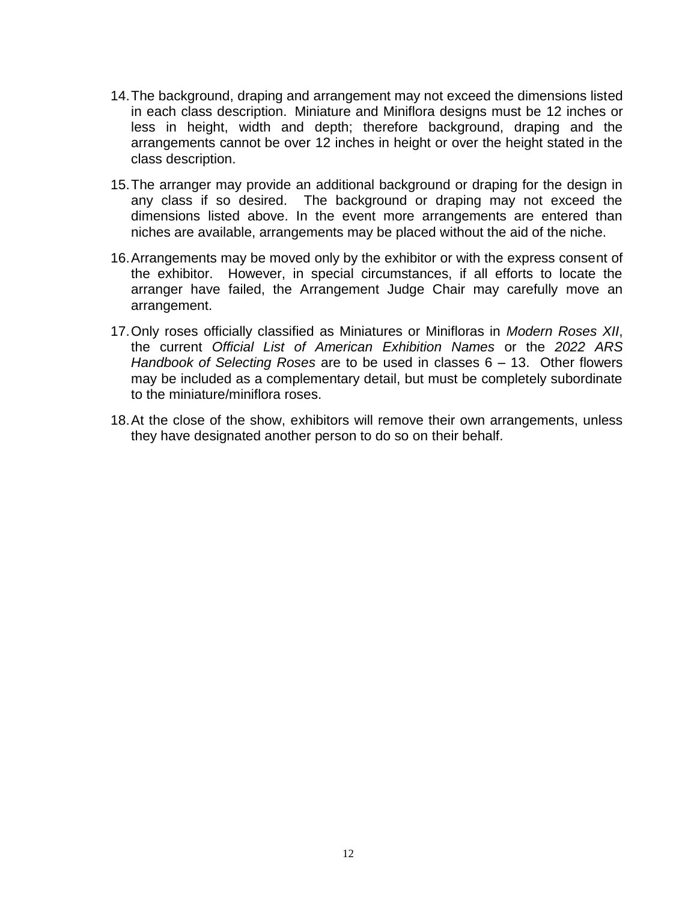14. The background, draping and arrangement may not exceed the dimensions listed in each class description. Miniature and Miniflora designs must be 12 inches or less in height, width and depth; therefore background, draping and the arrangements cannot be over 12 inches in height or over the height stated in the class description.

15. The arranger may provide an additional background or draping for the design in any class if so desired. The background or draping may not exceed the dimensions listed above. In the event more arrangements are entered than niches are available, arrangements may be placed without the aid of the niche.

16. Arrangements may be moved only by the exhibitor or with the express consent of the exhibitor. However, in special circumstances, if all efforts to locate the arranger have failed, the Arrangement Judge Chair may carefully move an arrangement.

17. Only roses officially classified as Miniatures or Minifloras in *Modern Roses XII*, the current *Official List of American Exhibition Names* or the *2022 ARS Handbook of Selecting Roses* are to be used in classes 6 – 13. Other flowers may be included as a complementary detail, but must be completely subordinate to the miniature/miniflora roses.

18. At the close of the show, exhibitors will remove their own arrangements, unless they have designated another person to do so on their behalf.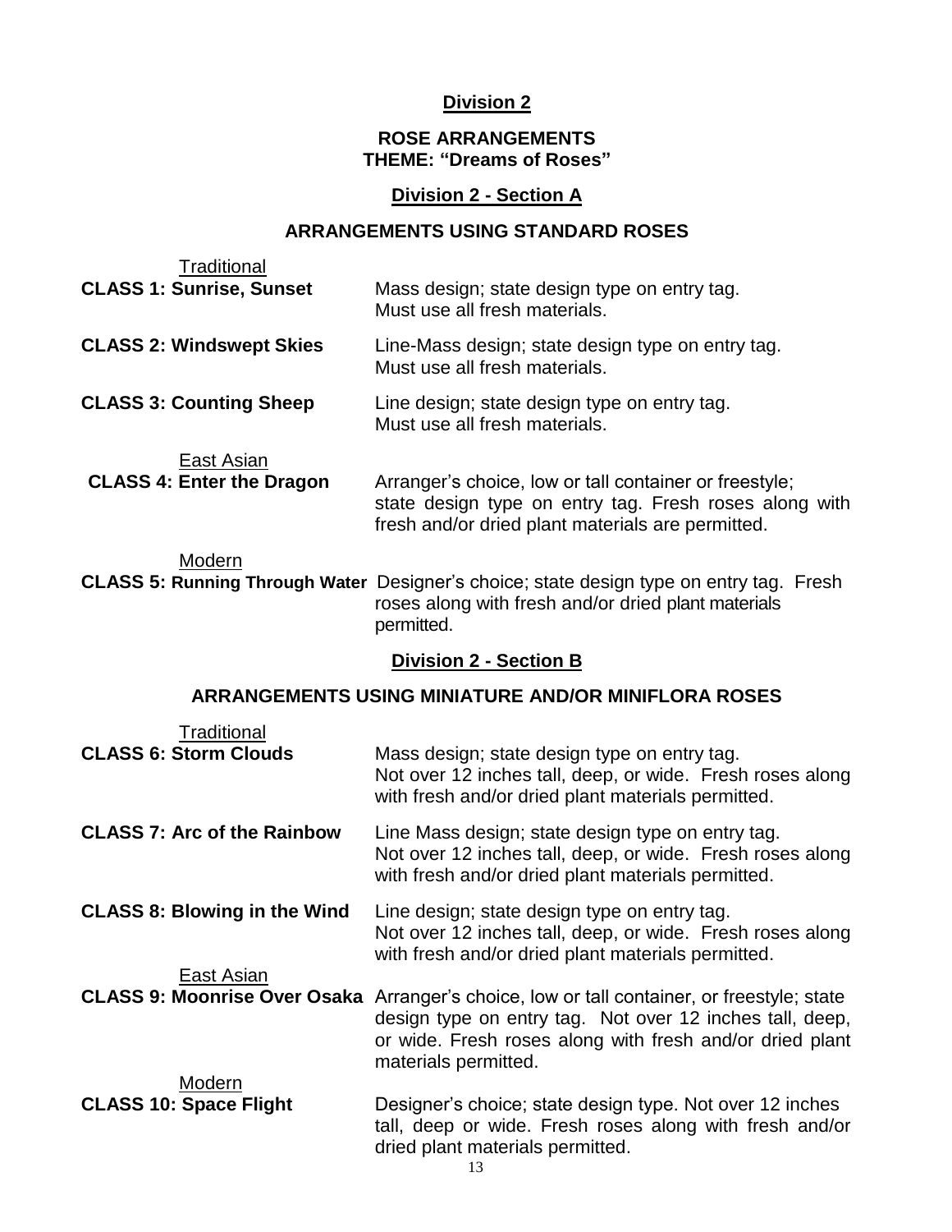## Division 2

### ROSE ARRANGEMENTS
### THEME: "Dreams of Roses"

## Division 2 - Section A

### ARRANGEMENTS USING STANDARD ROSES

Traditional

**CLASS 1: Sunrise, Sunset** — Mass design; state design type on entry tag. Must use all fresh materials.

**CLASS 2: Windswept Skies** — Line-Mass design; state design type on entry tag. Must use all fresh materials.

**CLASS 3: Counting Sheep** — Line design; state design type on entry tag. Must use all fresh materials.

East Asian

**CLASS 4: Enter the Dragon** — Arranger's choice, low or tall container or freestyle; state design type on entry tag. Fresh roses along with fresh and/or dried plant materials are permitted.

Modern

**CLASS 5: Running Through Water** — Designer's choice; state design type on entry tag. Fresh roses along with fresh and/or dried plant materials permitted.

## Division 2 - Section B

### ARRANGEMENTS USING MINIATURE AND/OR MINIFLORA ROSES

Traditional

**CLASS 6: Storm Clouds** — Mass design; state design type on entry tag. Not over 12 inches tall, deep, or wide. Fresh roses along with fresh and/or dried plant materials permitted.

**CLASS 7: Arc of the Rainbow** — Line Mass design; state design type on entry tag. Not over 12 inches tall, deep, or wide. Fresh roses along with fresh and/or dried plant materials permitted.

**CLASS 8: Blowing in the Wind** — Line design; state design type on entry tag. Not over 12 inches tall, deep, or wide. Fresh roses along with fresh and/or dried plant materials permitted.

East Asian

**CLASS 9: Moonrise Over Osaka** — Arranger's choice, low or tall container, or freestyle; state design type on entry tag. Not over 12 inches tall, deep, or wide. Fresh roses along with fresh and/or dried plant materials permitted.

Modern

**CLASS 10: Space Flight** — Designer's choice; state design type. Not over 12 inches tall, deep or wide. Fresh roses along with fresh and/or dried plant materials permitted.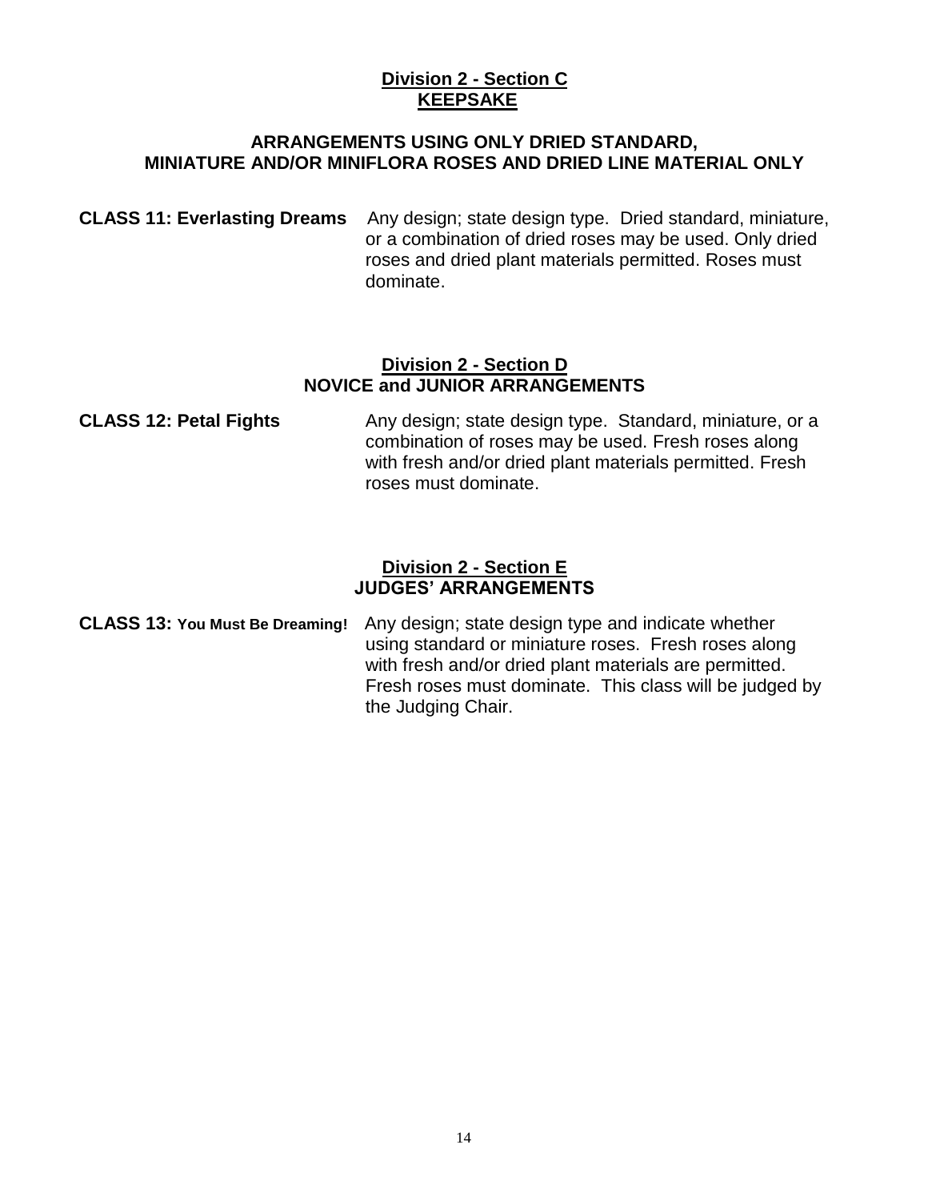## Division 2 - Section C
## KEEPSAKE

### ARRANGEMENTS USING ONLY DRIED STANDARD, MINIATURE AND/OR MINIFLORA ROSES AND DRIED LINE MATERIAL ONLY

**CLASS 11: Everlasting Dreams** Any design; state design type. Dried standard, miniature, or a combination of dried roses may be used. Only dried roses and dried plant materials permitted. Roses must dominate.

## Division 2 - Section D
## NOVICE and JUNIOR ARRANGEMENTS

**CLASS 12: Petal Fights** Any design; state design type. Standard, miniature, or a combination of roses may be used. Fresh roses along with fresh and/or dried plant materials permitted. Fresh roses must dominate.

## Division 2 - Section E
## JUDGES' ARRANGEMENTS

**CLASS 13: You Must Be Dreaming!** Any design; state design type and indicate whether using standard or miniature roses. Fresh roses along with fresh and/or dried plant materials are permitted. Fresh roses must dominate. This class will be judged by the Judging Chair.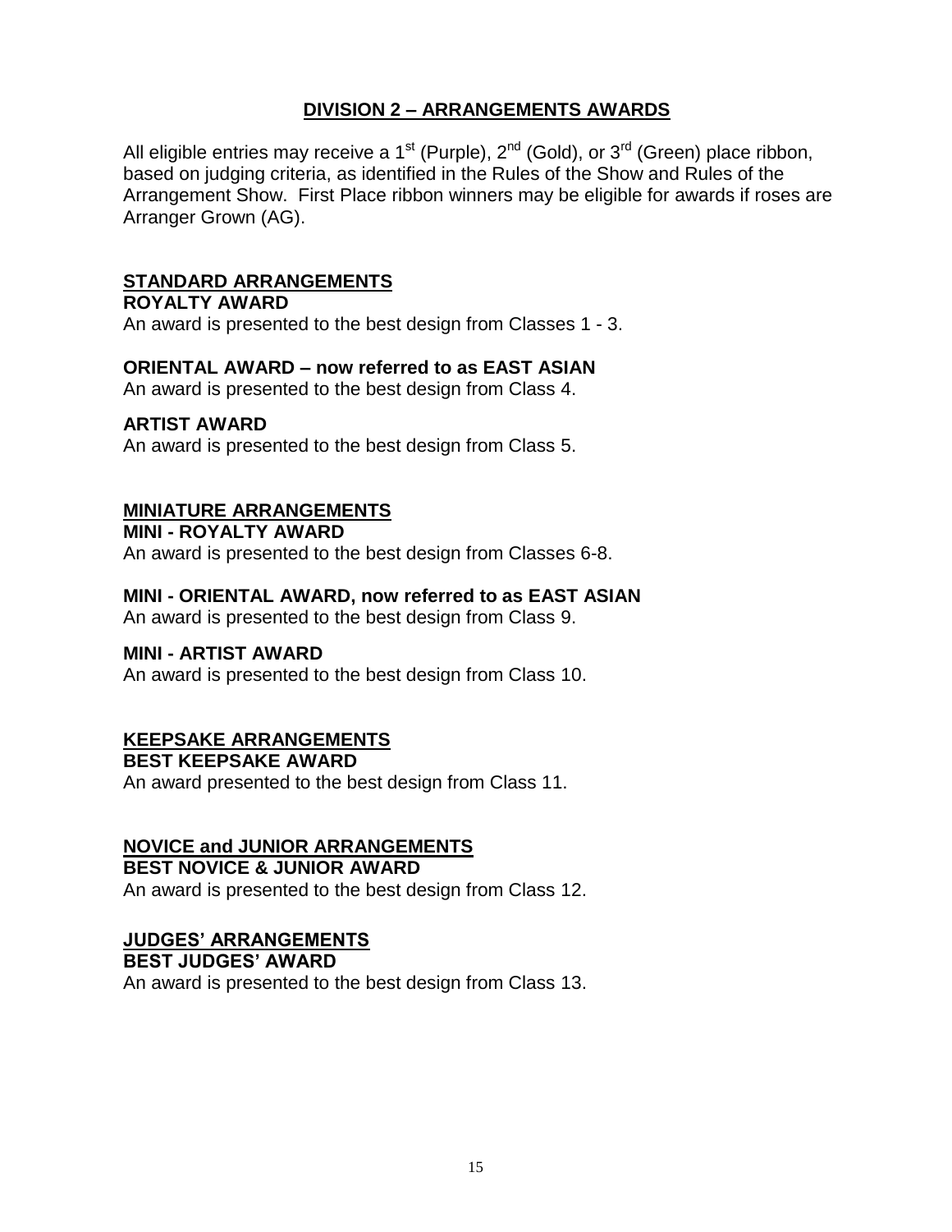# DIVISION 2 – ARRANGEMENTS AWARDS

All eligible entries may receive a 1st (Purple), 2nd (Gold), or 3rd (Green) place ribbon, based on judging criteria, as identified in the Rules of the Show and Rules of the Arrangement Show. First Place ribbon winners may be eligible for awards if roses are Arranger Grown (AG).

## STANDARD ARRANGEMENTS

**ROYALTY AWARD**

An award is presented to the best design from Classes 1 - 3.

**ORIENTAL AWARD – now referred to as EAST ASIAN**

An award is presented to the best design from Class 4.

**ARTIST AWARD**

An award is presented to the best design from Class 5.

## MINIATURE ARRANGEMENTS

**MINI - ROYALTY AWARD**

An award is presented to the best design from Classes 6-8.

**MINI - ORIENTAL AWARD, now referred to as EAST ASIAN**

An award is presented to the best design from Class 9.

**MINI - ARTIST AWARD**

An award is presented to the best design from Class 10.

## KEEPSAKE ARRANGEMENTS

**BEST KEEPSAKE AWARD**

An award presented to the best design from Class 11.

## NOVICE and JUNIOR ARRANGEMENTS

**BEST NOVICE & JUNIOR AWARD**

An award is presented to the best design from Class 12.

## JUDGES' ARRANGEMENTS

**BEST JUDGES' AWARD**

An award is presented to the best design from Class 13.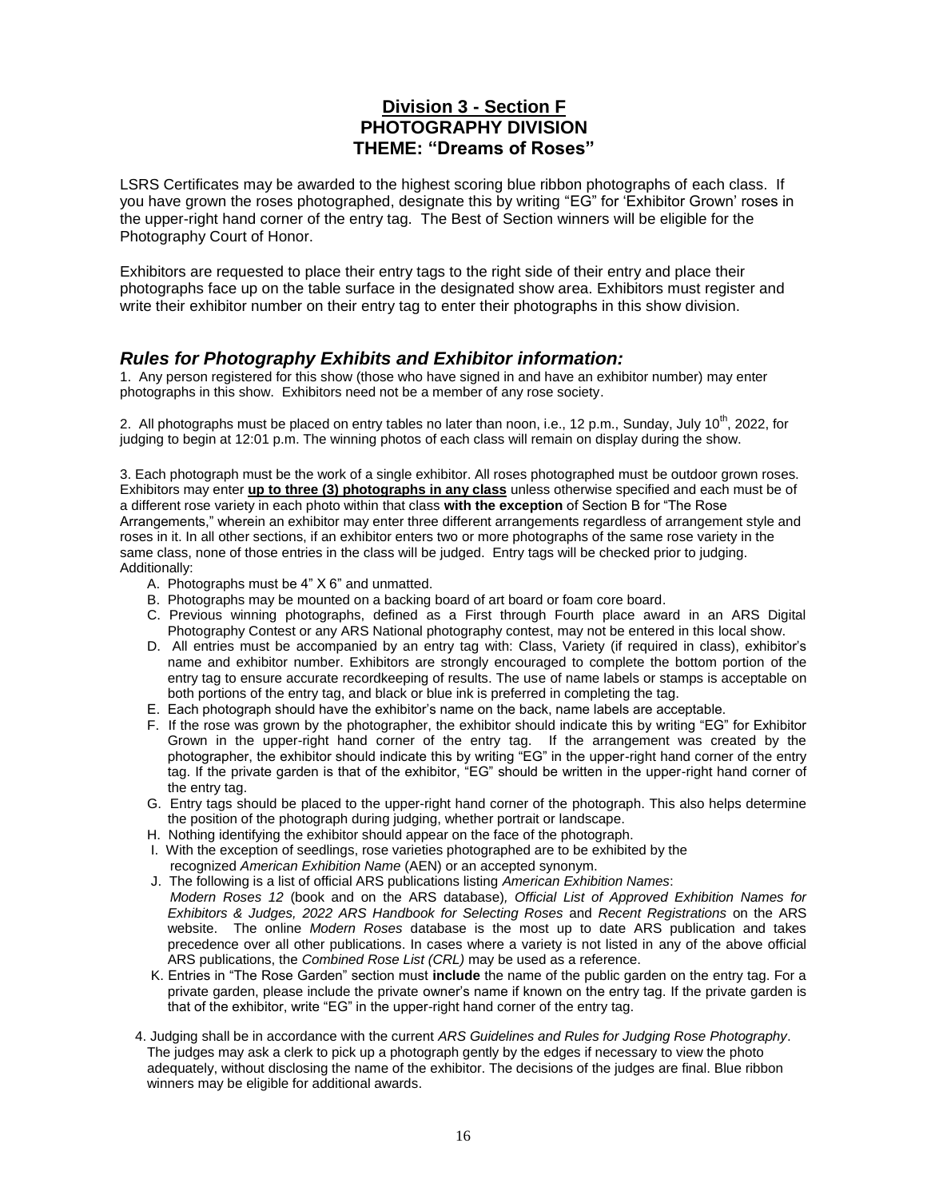## Division 3 - Section F
## PHOTOGRAPHY DIVISION
## THEME: "Dreams of Roses"

LSRS Certificates may be awarded to the highest scoring blue ribbon photographs of each class. If you have grown the roses photographed, designate this by writing "EG" for 'Exhibitor Grown' roses in the upper-right hand corner of the entry tag. The Best of Section winners will be eligible for the Photography Court of Honor.

Exhibitors are requested to place their entry tags to the right side of their entry and place their photographs face up on the table surface in the designated show area. Exhibitors must register and write their exhibitor number on their entry tag to enter their photographs in this show division.

### *Rules for Photography Exhibits and Exhibitor information:*

1. Any person registered for this show (those who have signed in and have an exhibitor number) may enter photographs in this show. Exhibitors need not be a member of any rose society.

2. All photographs must be placed on entry tables no later than noon, i.e., 12 p.m., Sunday, July 10th, 2022, for judging to begin at 12:01 p.m. The winning photos of each class will remain on display during the show.

3. Each photograph must be the work of a single exhibitor. All roses photographed must be outdoor grown roses. Exhibitors may enter **up to three (3) photographs in any class** unless otherwise specified and each must be of a different rose variety in each photo within that class **with the exception** of Section B for "The Rose Arrangements," wherein an exhibitor may enter three different arrangements regardless of arrangement style and roses in it. In all other sections, if an exhibitor enters two or more photographs of the same rose variety in the same class, none of those entries in the class will be judged. Entry tags will be checked prior to judging. Additionally:

   A. Photographs must be 4" X 6" and unmatted.
   B. Photographs may be mounted on a backing board of art board or foam core board.
   C. Previous winning photographs, defined as a First through Fourth place award in an ARS Digital Photography Contest or any ARS National photography contest, may not be entered in this local show.
   D. All entries must be accompanied by an entry tag with: Class, Variety (if required in class), exhibitor's name and exhibitor number. Exhibitors are strongly encouraged to complete the bottom portion of the entry tag to ensure accurate recordkeeping of results. The use of name labels or stamps is acceptable on both portions of the entry tag, and black or blue ink is preferred in completing the tag.
   E. Each photograph should have the exhibitor's name on the back, name labels are acceptable.
   F. If the rose was grown by the photographer, the exhibitor should indicate this by writing "EG" for Exhibitor Grown in the upper-right hand corner of the entry tag. If the arrangement was created by the photographer, the exhibitor should indicate this by writing "EG" in the upper-right hand corner of the entry tag. If the private garden is that of the exhibitor, "EG" should be written in the upper-right hand corner of the entry tag.
   G. Entry tags should be placed to the upper-right hand corner of the photograph. This also helps determine the position of the photograph during judging, whether portrait or landscape.
   H. Nothing identifying the exhibitor should appear on the face of the photograph.
   I. With the exception of seedlings, rose varieties photographed are to be exhibited by the recognized *American Exhibition Name* (AEN) or an accepted synonym.
   J. The following is a list of official ARS publications listing *American Exhibition Names*: *Modern Roses 12* (book and on the ARS database), *Official List of Approved Exhibition Names for Exhibitors & Judges, 2022 ARS Handbook for Selecting Roses* and *Recent Registrations* on the ARS website. The online *Modern Roses* database is the most up to date ARS publication and takes precedence over all other publications. In cases where a variety is not listed in any of the above official ARS publications, the *Combined Rose List (CRL)* may be used as a reference.
   K. Entries in "The Rose Garden" section must **include** the name of the public garden on the entry tag. For a private garden, please include the private owner's name if known on the entry tag. If the private garden is that of the exhibitor, write "EG" in the upper-right hand corner of the entry tag.

4. Judging shall be in accordance with the current *ARS Guidelines and Rules for Judging Rose Photography*. The judges may ask a clerk to pick up a photograph gently by the edges if necessary to view the photo adequately, without disclosing the name of the exhibitor. The decisions of the judges are final. Blue ribbon winners may be eligible for additional awards.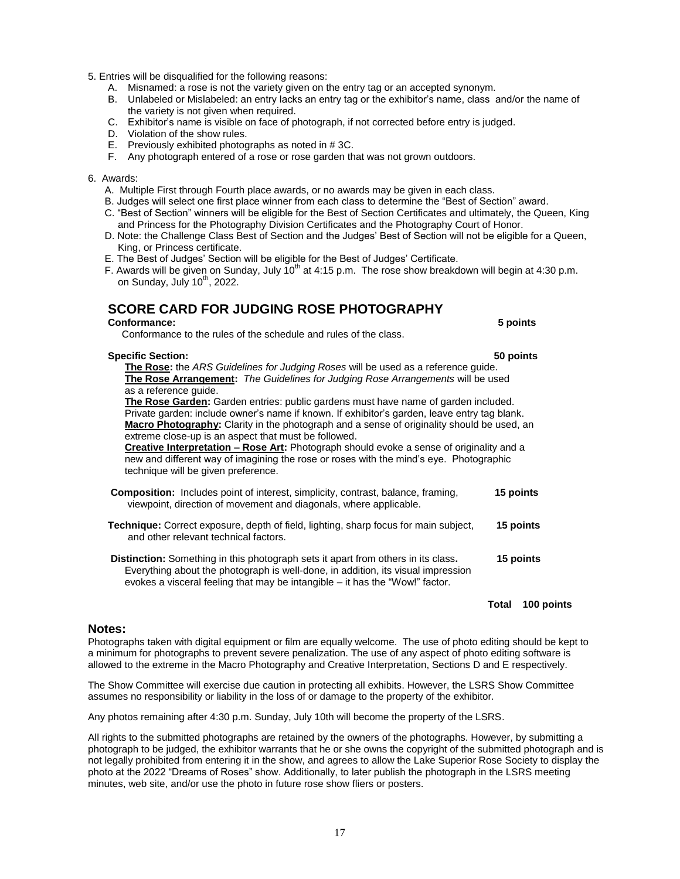5. Entries will be disqualified for the following reasons:
   A. Misnamed: a rose is not the variety given on the entry tag or an accepted synonym.
   B. Unlabeled or Mislabeled: an entry lacks an entry tag or the exhibitor's name, class and/or the name of the variety is not given when required.
   C. Exhibitor's name is visible on face of photograph, if not corrected before entry is judged.
   D. Violation of the show rules.
   E. Previously exhibited photographs as noted in # 3C.
   F. Any photograph entered of a rose or rose garden that was not grown outdoors.

6. Awards:
   A. Multiple First through Fourth place awards, or no awards may be given in each class.
   B. Judges will select one first place winner from each class to determine the "Best of Section" award.
   C. "Best of Section" winners will be eligible for the Best of Section Certificates and ultimately, the Queen, King and Princess for the Photography Division Certificates and the Photography Court of Honor.
   D. Note: the Challenge Class Best of Section and the Judges' Best of Section will not be eligible for a Queen, King, or Princess certificate.
   E. The Best of Judges' Section will be eligible for the Best of Judges' Certificate.
   F. Awards will be given on Sunday, July 10th at 4:15 p.m. The rose show breakdown will begin at 4:30 p.m. on Sunday, July 10th, 2022.

## SCORE CARD FOR JUDGING ROSE PHOTOGRAPHY

**Conformance:** **5 points**

Conformance to the rules of the schedule and rules of the class.

**Specific Section:** **50 points**

**The Rose:** the *ARS Guidelines for Judging Roses* will be used as a reference guide.
**The Rose Arrangement:** *The Guidelines for Judging Rose Arrangements* will be used as a reference guide.
**The Rose Garden:** Garden entries: public gardens must have name of garden included. Private garden: include owner's name if known. If exhibitor's garden, leave entry tag blank.
**Macro Photography:** Clarity in the photograph and a sense of originality should be used, an extreme close-up is an aspect that must be followed.
**Creative Interpretation – Rose Art:** Photograph should evoke a sense of originality and a new and different way of imagining the rose or roses with the mind's eye. Photographic technique will be given preference.

**Composition:** Includes point of interest, simplicity, contrast, balance, framing, viewpoint, direction of movement and diagonals, where applicable. **15 points**

**Technique:** Correct exposure, depth of field, lighting, sharp focus for main subject, and other relevant technical factors. **15 points**

**Distinction:** Something in this photograph sets it apart from others in its class. Everything about the photograph is well-done, in addition, its visual impression evokes a visceral feeling that may be intangible – it has the "Wow!" factor. **15 points**

**Total 100 points**

## Notes:

Photographs taken with digital equipment or film are equally welcome. The use of photo editing should be kept to a minimum for photographs to prevent severe penalization. The use of any aspect of photo editing software is allowed to the extreme in the Macro Photography and Creative Interpretation, Sections D and E respectively.

The Show Committee will exercise due caution in protecting all exhibits. However, the LSRS Show Committee assumes no responsibility or liability in the loss of or damage to the property of the exhibitor.

Any photos remaining after 4:30 p.m. Sunday, July 10th will become the property of the LSRS.

All rights to the submitted photographs are retained by the owners of the photographs. However, by submitting a photograph to be judged, the exhibitor warrants that he or she owns the copyright of the submitted photograph and is not legally prohibited from entering it in the show, and agrees to allow the Lake Superior Rose Society to display the photo at the 2022 "Dreams of Roses" show. Additionally, to later publish the photograph in the LSRS meeting minutes, web site, and/or use the photo in future rose show fliers or posters.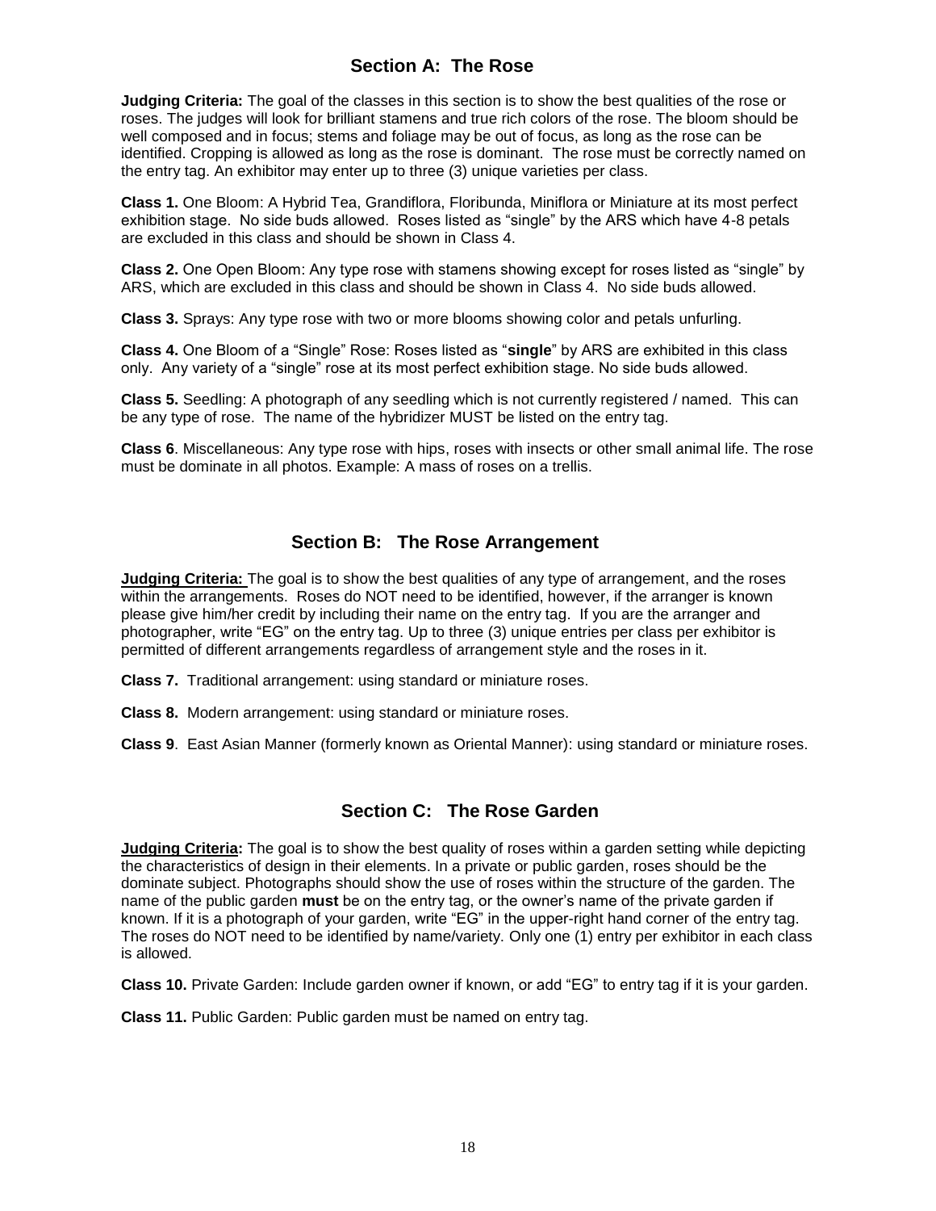## Section A: The Rose

**Judging Criteria:** The goal of the classes in this section is to show the best qualities of the rose or roses. The judges will look for brilliant stamens and true rich colors of the rose. The bloom should be well composed and in focus; stems and foliage may be out of focus, as long as the rose can be identified. Cropping is allowed as long as the rose is dominant. The rose must be correctly named on the entry tag. An exhibitor may enter up to three (3) unique varieties per class.

**Class 1.** One Bloom: A Hybrid Tea, Grandiflora, Floribunda, Miniflora or Miniature at its most perfect exhibition stage. No side buds allowed. Roses listed as "single" by the ARS which have 4-8 petals are excluded in this class and should be shown in Class 4.

**Class 2.** One Open Bloom: Any type rose with stamens showing except for roses listed as "single" by ARS, which are excluded in this class and should be shown in Class 4. No side buds allowed.

**Class 3.** Sprays: Any type rose with two or more blooms showing color and petals unfurling.

**Class 4.** One Bloom of a "Single" Rose: Roses listed as "**single**" by ARS are exhibited in this class only. Any variety of a "single" rose at its most perfect exhibition stage. No side buds allowed.

**Class 5.** Seedling: A photograph of any seedling which is not currently registered / named. This can be any type of rose. The name of the hybridizer MUST be listed on the entry tag.

**Class 6**. Miscellaneous: Any type rose with hips, roses with insects or other small animal life. The rose must be dominate in all photos. Example: A mass of roses on a trellis.

## Section B: The Rose Arrangement

**Judging Criteria:** The goal is to show the best qualities of any type of arrangement, and the roses within the arrangements. Roses do NOT need to be identified, however, if the arranger is known please give him/her credit by including their name on the entry tag. If you are the arranger and photographer, write "EG" on the entry tag. Up to three (3) unique entries per class per exhibitor is permitted of different arrangements regardless of arrangement style and the roses in it.

**Class 7.** Traditional arrangement: using standard or miniature roses.

**Class 8.** Modern arrangement: using standard or miniature roses.

**Class 9**. East Asian Manner (formerly known as Oriental Manner): using standard or miniature roses.

## Section C: The Rose Garden

**Judging Criteria:** The goal is to show the best quality of roses within a garden setting while depicting the characteristics of design in their elements. In a private or public garden, roses should be the dominate subject. Photographs should show the use of roses within the structure of the garden. The name of the public garden **must** be on the entry tag, or the owner's name of the private garden if known. If it is a photograph of your garden, write "EG" in the upper-right hand corner of the entry tag. The roses do NOT need to be identified by name/variety. Only one (1) entry per exhibitor in each class is allowed.

**Class 10.** Private Garden: Include garden owner if known, or add "EG" to entry tag if it is your garden.

**Class 11.** Public Garden: Public garden must be named on entry tag.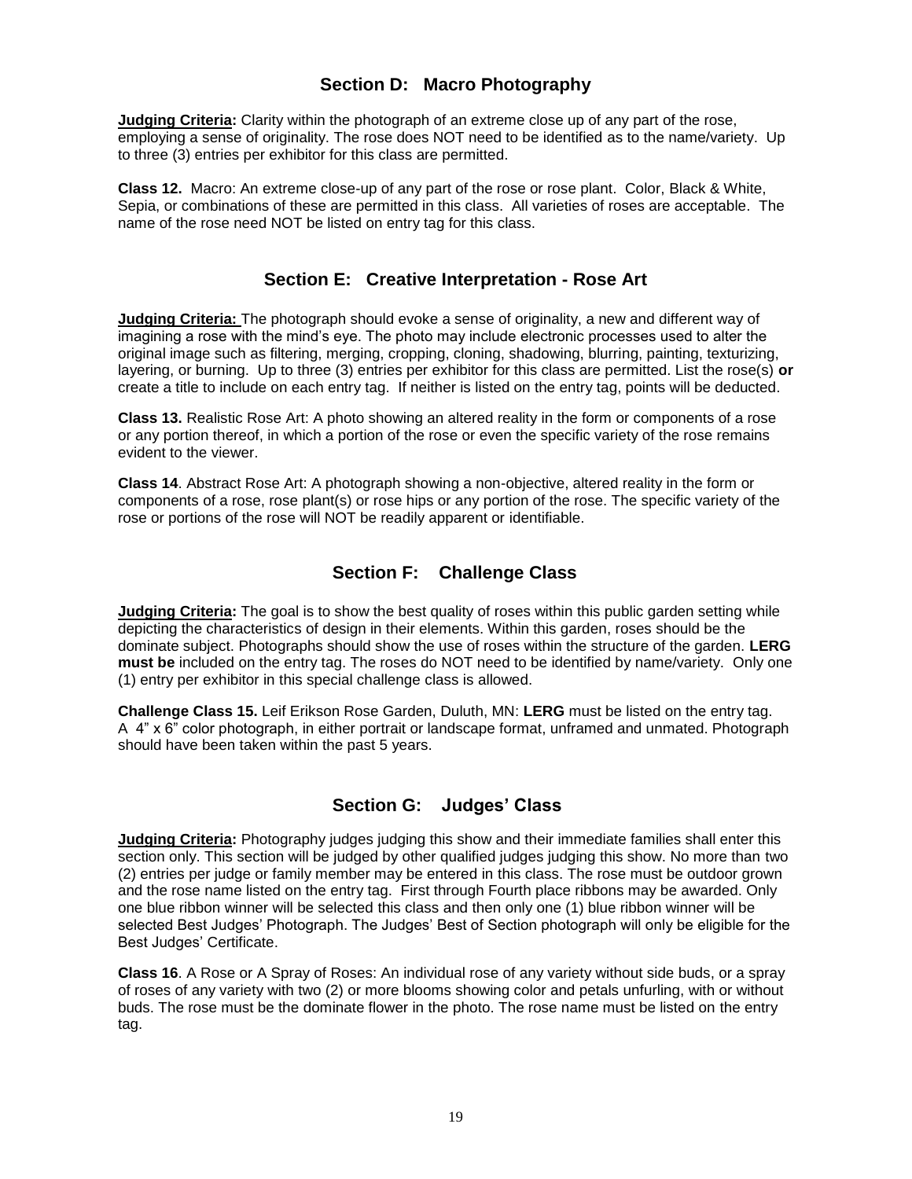## Section D: Macro Photography

**Judging Criteria:** Clarity within the photograph of an extreme close up of any part of the rose, employing a sense of originality. The rose does NOT need to be identified as to the name/variety. Up to three (3) entries per exhibitor for this class are permitted.

**Class 12.** Macro: An extreme close-up of any part of the rose or rose plant. Color, Black & White, Sepia, or combinations of these are permitted in this class. All varieties of roses are acceptable. The name of the rose need NOT be listed on entry tag for this class.

## Section E: Creative Interpretation - Rose Art

**Judging Criteria:** The photograph should evoke a sense of originality, a new and different way of imagining a rose with the mind's eye. The photo may include electronic processes used to alter the original image such as filtering, merging, cropping, cloning, shadowing, blurring, painting, texturizing, layering, or burning. Up to three (3) entries per exhibitor for this class are permitted. List the rose(s) **or** create a title to include on each entry tag. If neither is listed on the entry tag, points will be deducted.

**Class 13.** Realistic Rose Art: A photo showing an altered reality in the form or components of a rose or any portion thereof, in which a portion of the rose or even the specific variety of the rose remains evident to the viewer.

**Class 14**. Abstract Rose Art: A photograph showing a non-objective, altered reality in the form or components of a rose, rose plant(s) or rose hips or any portion of the rose. The specific variety of the rose or portions of the rose will NOT be readily apparent or identifiable.

## Section F: Challenge Class

**Judging Criteria:** The goal is to show the best quality of roses within this public garden setting while depicting the characteristics of design in their elements. Within this garden, roses should be the dominate subject. Photographs should show the use of roses within the structure of the garden. **LERG must be** included on the entry tag. The roses do NOT need to be identified by name/variety. Only one (1) entry per exhibitor in this special challenge class is allowed.

**Challenge Class 15.** Leif Erikson Rose Garden, Duluth, MN: **LERG** must be listed on the entry tag. A 4" x 6" color photograph, in either portrait or landscape format, unframed and unmated. Photograph should have been taken within the past 5 years.

## Section G: Judges' Class

**Judging Criteria:** Photography judges judging this show and their immediate families shall enter this section only. This section will be judged by other qualified judges judging this show. No more than two (2) entries per judge or family member may be entered in this class. The rose must be outdoor grown and the rose name listed on the entry tag. First through Fourth place ribbons may be awarded. Only one blue ribbon winner will be selected this class and then only one (1) blue ribbon winner will be selected Best Judges' Photograph. The Judges' Best of Section photograph will only be eligible for the Best Judges' Certificate.

**Class 16**. A Rose or A Spray of Roses: An individual rose of any variety without side buds, or a spray of roses of any variety with two (2) or more blooms showing color and petals unfurling, with or without buds. The rose must be the dominate flower in the photo. The rose name must be listed on the entry tag.